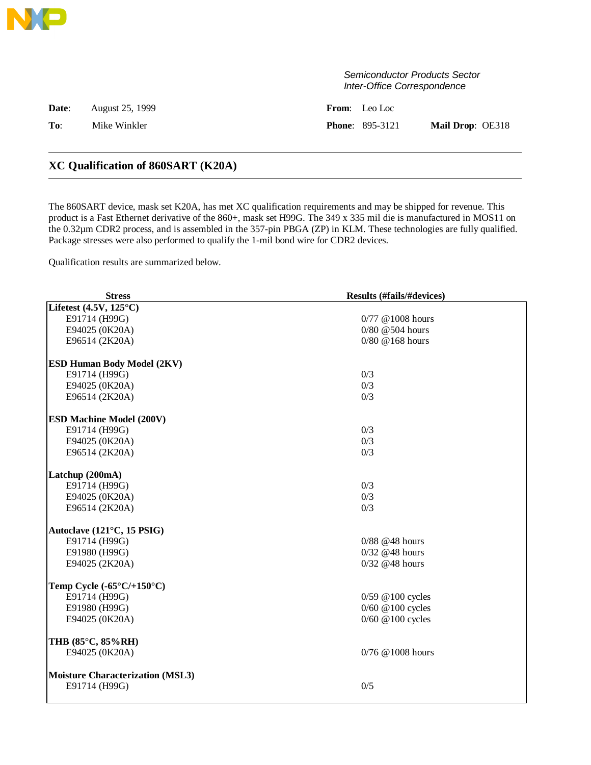*Semiconductor Products Sector*
*Inter-Office Correspondence*

**Date**: August 25, 1999 **From**: Leo Loc

**To**: Mike Winkler **Phone**: 895-3121 **Mail Drop**: OE318

## XC Qualification of 860SART (K20A)

The 860SART device, mask set K20A, has met XC qualification requirements and may be shipped for revenue. This product is a Fast Ethernet derivative of the 860+, mask set H99G. The 349 x 335 mil die is manufactured in MOS11 on the 0.32µm CDR2 process, and is assembled in the 357-pin PBGA (ZP) in KLM. These technologies are fully qualified. Package stresses were also performed to qualify the 1-mil bond wire for CDR2 devices.

Qualification results are summarized below.

| Stress | Results (#fails/#devices) |
|---|---|
| **Lifetest (4.5V, 125°C)** | |
| E91714 (H99G) | 0/77 @1008 hours |
| E94025 (0K20A) | 0/80 @504 hours |
| E96514 (2K20A) | 0/80 @168 hours |
| **ESD Human Body Model (2KV)** | |
| E91714 (H99G) | 0/3 |
| E94025 (0K20A) | 0/3 |
| E96514 (2K20A) | 0/3 |
| **ESD Machine Model (200V)** | |
| E91714 (H99G) | 0/3 |
| E94025 (0K20A) | 0/3 |
| E96514 (2K20A) | 0/3 |
| **Latchup (200mA)** | |
| E91714 (H99G) | 0/3 |
| E94025 (0K20A) | 0/3 |
| E96514 (2K20A) | 0/3 |
| **Autoclave (121°C, 15 PSIG)** | |
| E91714 (H99G) | 0/88 @48 hours |
| E91980 (H99G) | 0/32 @48 hours |
| E94025 (2K20A) | 0/32 @48 hours |
| **Temp Cycle (-65°C/+150°C)** | |
| E91714 (H99G) | 0/59 @100 cycles |
| E91980 (H99G) | 0/60 @100 cycles |
| E94025 (0K20A) | 0/60 @100 cycles |
| **THB (85°C, 85%RH)** | |
| E94025 (0K20A) | 0/76 @1008 hours |
| **Moisture Characterization (MSL3)** | |
| E91714 (H99G) | 0/5 |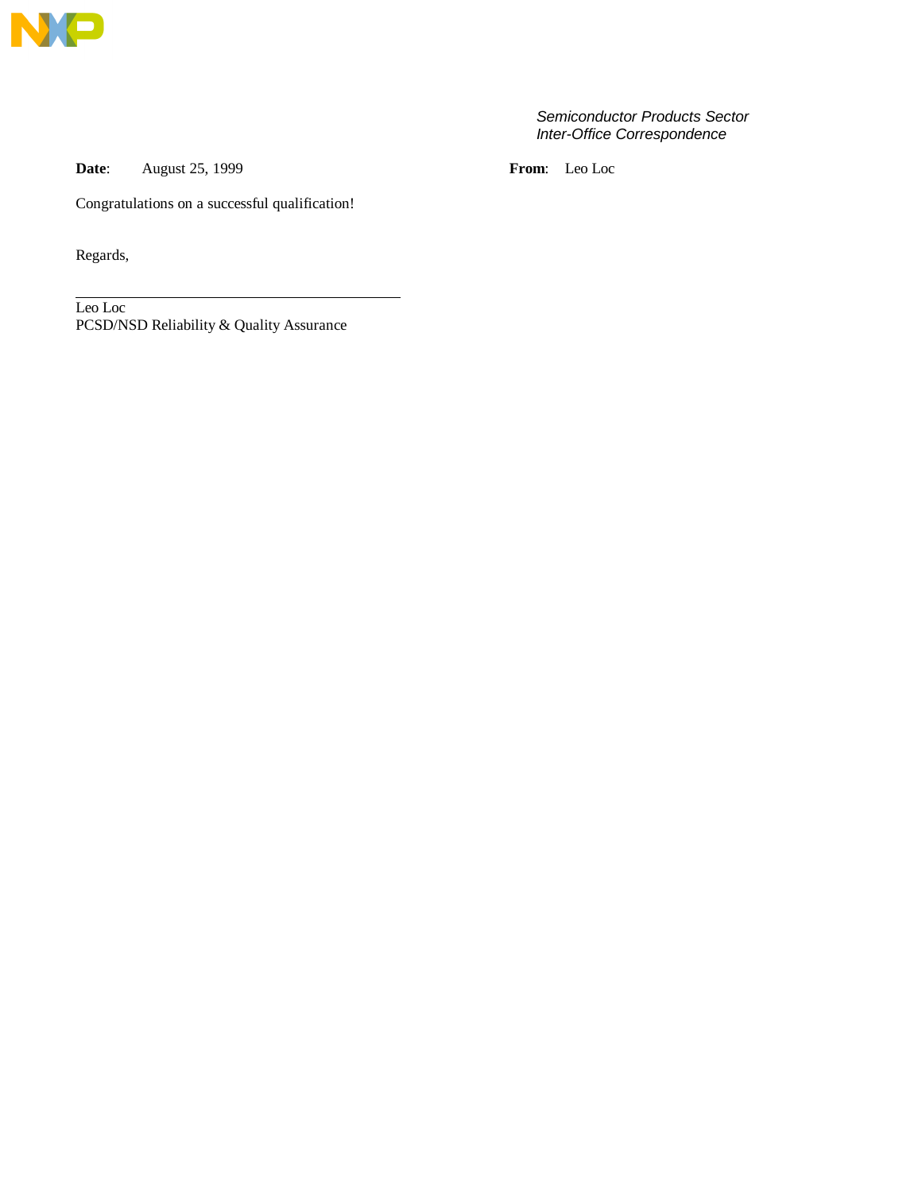*Semiconductor Products Sector*
*Inter-Office Correspondence*

**Date**: August 25, 1999 **From**: Leo Loc

Congratulations on a successful qualification!

Regards,

---

Leo Loc
PCSD/NSD Reliability & Quality Assurance